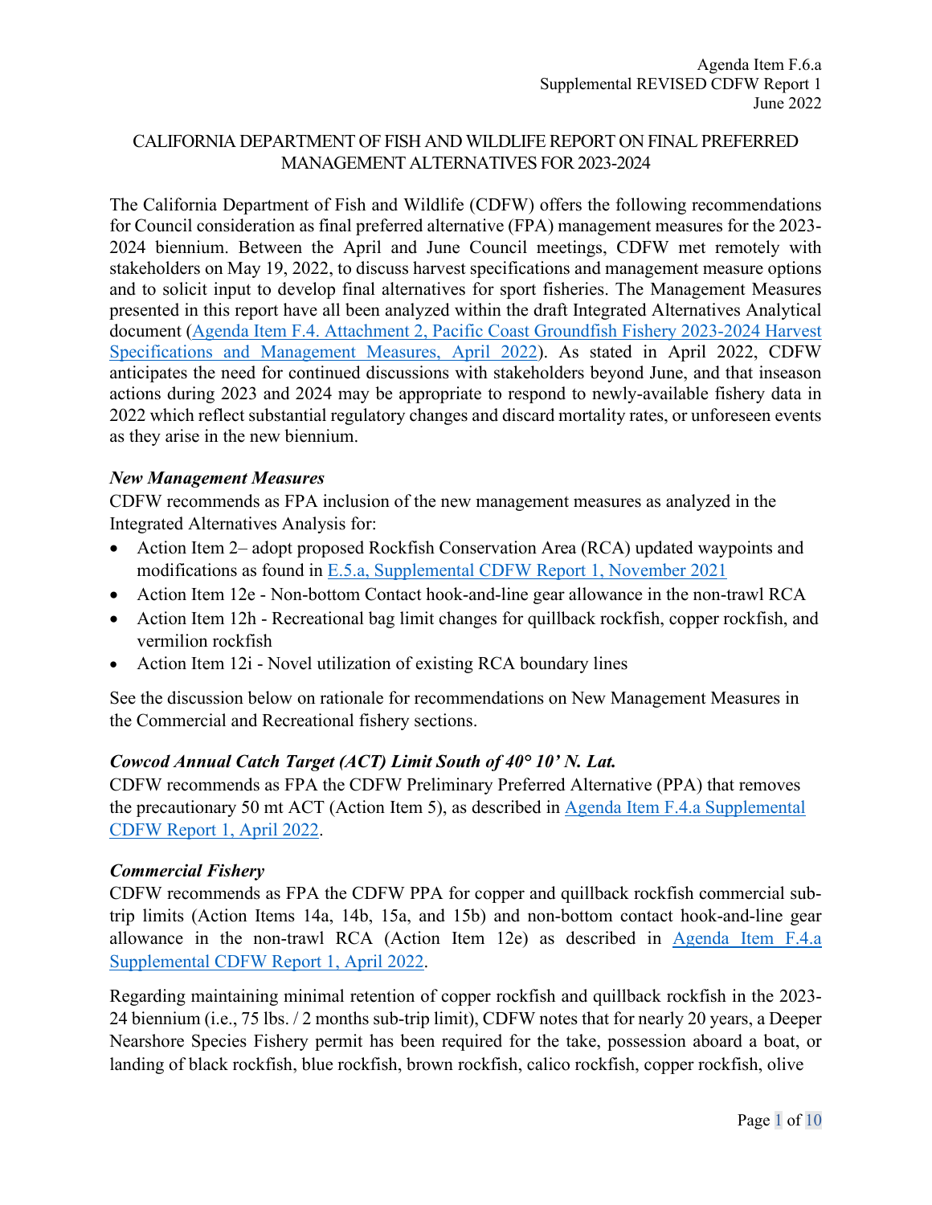Agenda Item F.6.a
Supplemental REVISED CDFW Report 1
June 2022

# CALIFORNIA DEPARTMENT OF FISH AND WILDLIFE REPORT ON FINAL PREFERRED MANAGEMENT ALTERNATIVES FOR 2023-2024

The California Department of Fish and Wildlife (CDFW) offers the following recommendations for Council consideration as final preferred alternative (FPA) management measures for the 2023-2024 biennium. Between the April and June Council meetings, CDFW met remotely with stakeholders on May 19, 2022, to discuss harvest specifications and management measure options and to solicit input to develop final alternatives for sport fisheries. The Management Measures presented in this report have all been analyzed within the draft Integrated Alternatives Analytical document (Agenda Item F.4. Attachment 2, Pacific Coast Groundfish Fishery 2023-2024 Harvest Specifications and Management Measures, April 2022). As stated in April 2022, CDFW anticipates the need for continued discussions with stakeholders beyond June, and that inseason actions during 2023 and 2024 may be appropriate to respond to newly-available fishery data in 2022 which reflect substantial regulatory changes and discard mortality rates, or unforeseen events as they arise in the new biennium.

### *New Management Measures*

CDFW recommends as FPA inclusion of the new management measures as analyzed in the Integrated Alternatives Analysis for:

- Action Item 2– adopt proposed Rockfish Conservation Area (RCA) updated waypoints and modifications as found in E.5.a, Supplemental CDFW Report 1, November 2021
- Action Item 12e - Non-bottom Contact hook-and-line gear allowance in the non-trawl RCA
- Action Item 12h - Recreational bag limit changes for quillback rockfish, copper rockfish, and vermilion rockfish
- Action Item 12i - Novel utilization of existing RCA boundary lines

See the discussion below on rationale for recommendations on New Management Measures in the Commercial and Recreational fishery sections.

### *Cowcod Annual Catch Target (ACT) Limit South of 40° 10' N. Lat.*

CDFW recommends as FPA the CDFW Preliminary Preferred Alternative (PPA) that removes the precautionary 50 mt ACT (Action Item 5), as described in Agenda Item F.4.a Supplemental CDFW Report 1, April 2022.

### *Commercial Fishery*

CDFW recommends as FPA the CDFW PPA for copper and quillback rockfish commercial sub-trip limits (Action Items 14a, 14b, 15a, and 15b) and non-bottom contact hook-and-line gear allowance in the non-trawl RCA (Action Item 12e) as described in Agenda Item F.4.a Supplemental CDFW Report 1, April 2022.

Regarding maintaining minimal retention of copper rockfish and quillback rockfish in the 2023-24 biennium (i.e., 75 lbs. / 2 months sub-trip limit), CDFW notes that for nearly 20 years, a Deeper Nearshore Species Fishery permit has been required for the take, possession aboard a boat, or landing of black rockfish, blue rockfish, brown rockfish, calico rockfish, copper rockfish, olive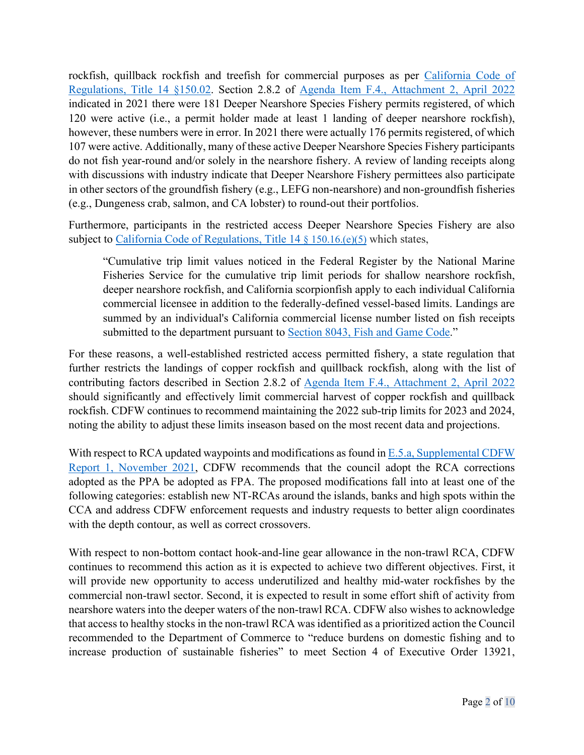rockfish, quillback rockfish and treefish for commercial purposes as per [California Code of Regulations, Title 14 §150.02](). Section 2.8.2 of [Agenda Item F.4., Attachment 2, April 2022]() indicated in 2021 there were 181 Deeper Nearshore Species Fishery permits registered, of which 120 were active (i.e., a permit holder made at least 1 landing of deeper nearshore rockfish), however, these numbers were in error. In 2021 there were actually 176 permits registered, of which 107 were active. Additionally, many of these active Deeper Nearshore Species Fishery participants do not fish year-round and/or solely in the nearshore fishery. A review of landing receipts along with discussions with industry indicate that Deeper Nearshore Fishery permittees also participate in other sectors of the groundfish fishery (e.g., LEFG non-nearshore) and non-groundfish fisheries (e.g., Dungeness crab, salmon, and CA lobster) to round-out their portfolios.

Furthermore, participants in the restricted access Deeper Nearshore Species Fishery are also subject to California Code of Regulations, Title 14 § 150.16.(e)(5) which states,

> "Cumulative trip limit values noticed in the Federal Register by the National Marine Fisheries Service for the cumulative trip limit periods for shallow nearshore rockfish, deeper nearshore rockfish, and California scorpionfish apply to each individual California commercial licensee in addition to the federally-defined vessel-based limits. Landings are summed by an individual's California commercial license number listed on fish receipts submitted to the department pursuant to Section 8043, Fish and Game Code."

For these reasons, a well-established restricted access permitted fishery, a state regulation that further restricts the landings of copper rockfish and quillback rockfish, along with the list of contributing factors described in Section 2.8.2 of Agenda Item F.4., Attachment 2, April 2022 should significantly and effectively limit commercial harvest of copper rockfish and quillback rockfish. CDFW continues to recommend maintaining the 2022 sub-trip limits for 2023 and 2024, noting the ability to adjust these limits inseason based on the most recent data and projections.

With respect to RCA updated waypoints and modifications as found in E.5.a, Supplemental CDFW Report 1, November 2021, CDFW recommends that the council adopt the RCA corrections adopted as the PPA be adopted as FPA. The proposed modifications fall into at least one of the following categories: establish new NT-RCAs around the islands, banks and high spots within the CCA and address CDFW enforcement requests and industry requests to better align coordinates with the depth contour, as well as correct crossovers.

With respect to non-bottom contact hook-and-line gear allowance in the non-trawl RCA, CDFW continues to recommend this action as it is expected to achieve two different objectives. First, it will provide new opportunity to access underutilized and healthy mid-water rockfishes by the commercial non-trawl sector. Second, it is expected to result in some effort shift of activity from nearshore waters into the deeper waters of the non-trawl RCA. CDFW also wishes to acknowledge that access to healthy stocks in the non-trawl RCA was identified as a prioritized action the Council recommended to the Department of Commerce to "reduce burdens on domestic fishing and to increase production of sustainable fisheries" to meet Section 4 of Executive Order 13921,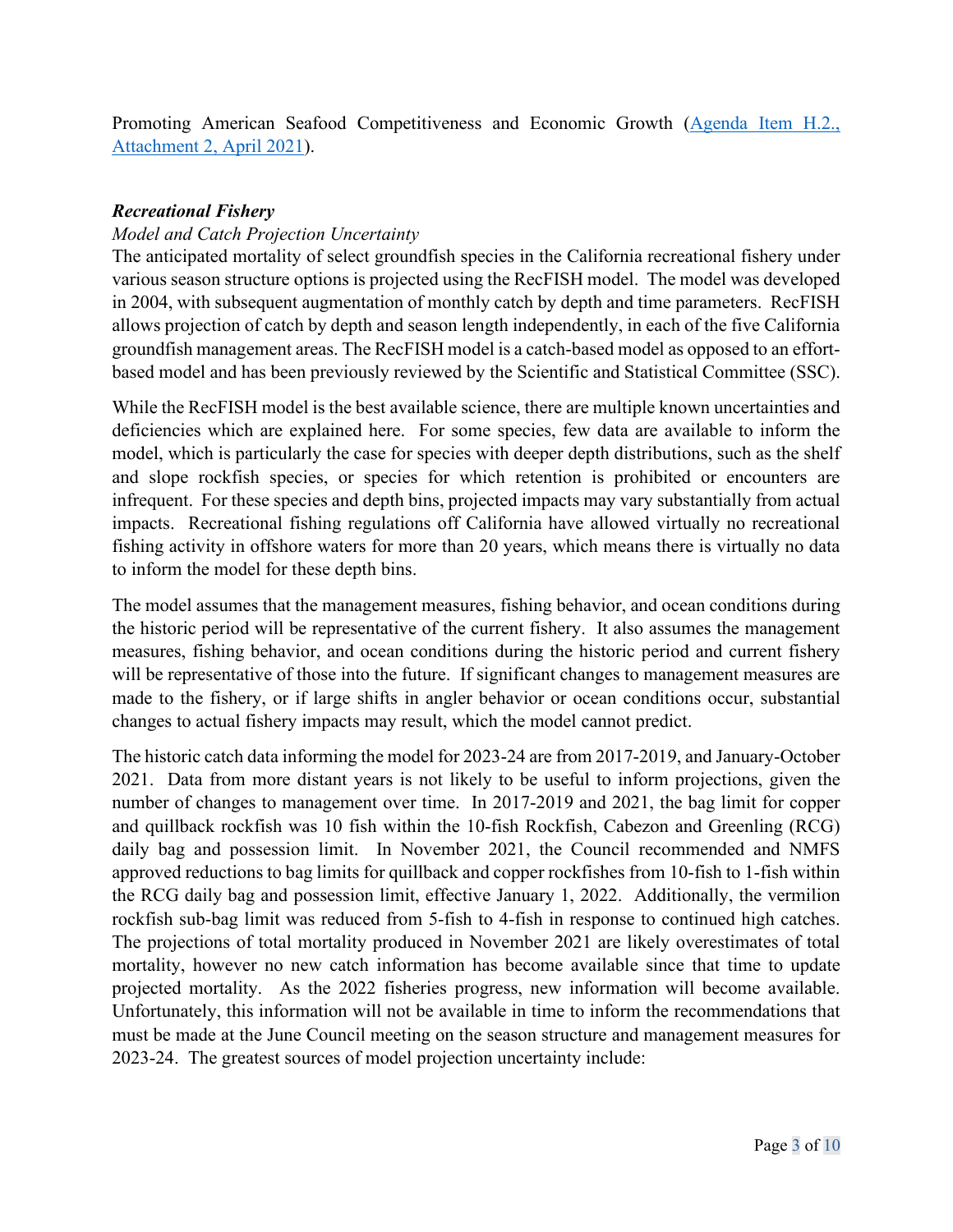Promoting American Seafood Competitiveness and Economic Growth ([Agenda Item H.2., Attachment 2, April 2021](#)).

***Recreational Fishery***

*Model and Catch Projection Uncertainty*

The anticipated mortality of select groundfish species in the California recreational fishery under various season structure options is projected using the RecFISH model. The model was developed in 2004, with subsequent augmentation of monthly catch by depth and time parameters. RecFISH allows projection of catch by depth and season length independently, in each of the five California groundfish management areas. The RecFISH model is a catch-based model as opposed to an effort-based model and has been previously reviewed by the Scientific and Statistical Committee (SSC).

While the RecFISH model is the best available science, there are multiple known uncertainties and deficiencies which are explained here. For some species, few data are available to inform the model, which is particularly the case for species with deeper depth distributions, such as the shelf and slope rockfish species, or species for which retention is prohibited or encounters are infrequent. For these species and depth bins, projected impacts may vary substantially from actual impacts. Recreational fishing regulations off California have allowed virtually no recreational fishing activity in offshore waters for more than 20 years, which means there is virtually no data to inform the model for these depth bins.

The model assumes that the management measures, fishing behavior, and ocean conditions during the historic period will be representative of the current fishery. It also assumes the management measures, fishing behavior, and ocean conditions during the historic period and current fishery will be representative of those into the future. If significant changes to management measures are made to the fishery, or if large shifts in angler behavior or ocean conditions occur, substantial changes to actual fishery impacts may result, which the model cannot predict.

The historic catch data informing the model for 2023-24 are from 2017-2019, and January-October 2021. Data from more distant years is not likely to be useful to inform projections, given the number of changes to management over time. In 2017-2019 and 2021, the bag limit for copper and quillback rockfish was 10 fish within the 10-fish Rockfish, Cabezon and Greenling (RCG) daily bag and possession limit. In November 2021, the Council recommended and NMFS approved reductions to bag limits for quillback and copper rockfishes from 10-fish to 1-fish within the RCG daily bag and possession limit, effective January 1, 2022. Additionally, the vermilion rockfish sub-bag limit was reduced from 5-fish to 4-fish in response to continued high catches. The projections of total mortality produced in November 2021 are likely overestimates of total mortality, however no new catch information has become available since that time to update projected mortality. As the 2022 fisheries progress, new information will become available. Unfortunately, this information will not be available in time to inform the recommendations that must be made at the June Council meeting on the season structure and management measures for 2023-24. The greatest sources of model projection uncertainty include: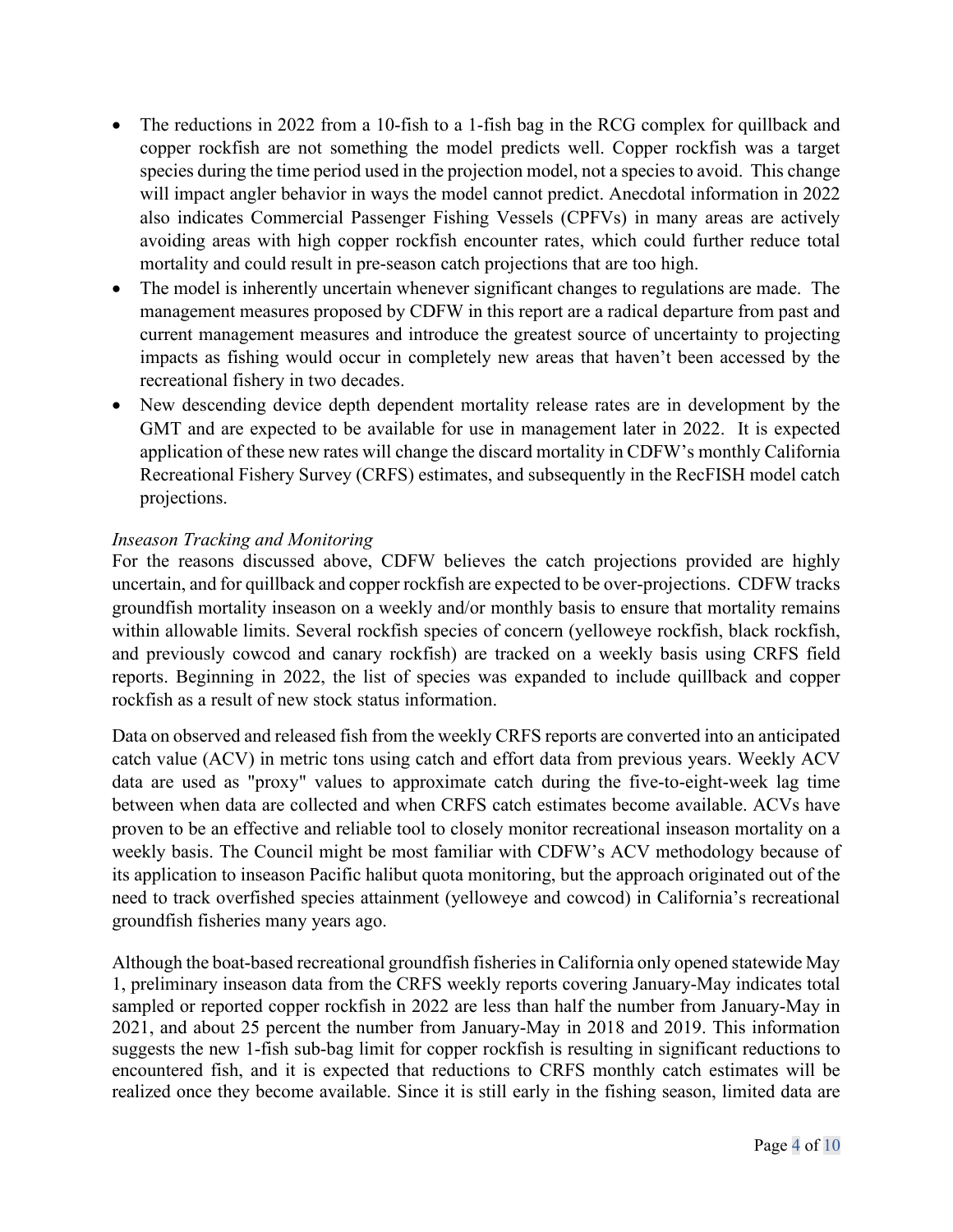- The reductions in 2022 from a 10-fish to a 1-fish bag in the RCG complex for quillback and copper rockfish are not something the model predicts well. Copper rockfish was a target species during the time period used in the projection model, not a species to avoid. This change will impact angler behavior in ways the model cannot predict. Anecdotal information in 2022 also indicates Commercial Passenger Fishing Vessels (CPFVs) in many areas are actively avoiding areas with high copper rockfish encounter rates, which could further reduce total mortality and could result in pre-season catch projections that are too high.
- The model is inherently uncertain whenever significant changes to regulations are made. The management measures proposed by CDFW in this report are a radical departure from past and current management measures and introduce the greatest source of uncertainty to projecting impacts as fishing would occur in completely new areas that haven't been accessed by the recreational fishery in two decades.
- New descending device depth dependent mortality release rates are in development by the GMT and are expected to be available for use in management later in 2022. It is expected application of these new rates will change the discard mortality in CDFW's monthly California Recreational Fishery Survey (CRFS) estimates, and subsequently in the RecFISH model catch projections.

*Inseason Tracking and Monitoring*

For the reasons discussed above, CDFW believes the catch projections provided are highly uncertain, and for quillback and copper rockfish are expected to be over-projections. CDFW tracks groundfish mortality inseason on a weekly and/or monthly basis to ensure that mortality remains within allowable limits. Several rockfish species of concern (yelloweye rockfish, black rockfish, and previously cowcod and canary rockfish) are tracked on a weekly basis using CRFS field reports. Beginning in 2022, the list of species was expanded to include quillback and copper rockfish as a result of new stock status information.

Data on observed and released fish from the weekly CRFS reports are converted into an anticipated catch value (ACV) in metric tons using catch and effort data from previous years. Weekly ACV data are used as "proxy" values to approximate catch during the five-to-eight-week lag time between when data are collected and when CRFS catch estimates become available. ACVs have proven to be an effective and reliable tool to closely monitor recreational inseason mortality on a weekly basis. The Council might be most familiar with CDFW's ACV methodology because of its application to inseason Pacific halibut quota monitoring, but the approach originated out of the need to track overfished species attainment (yelloweye and cowcod) in California's recreational groundfish fisheries many years ago.

Although the boat-based recreational groundfish fisheries in California only opened statewide May 1, preliminary inseason data from the CRFS weekly reports covering January-May indicates total sampled or reported copper rockfish in 2022 are less than half the number from January-May in 2021, and about 25 percent the number from January-May in 2018 and 2019. This information suggests the new 1-fish sub-bag limit for copper rockfish is resulting in significant reductions to encountered fish, and it is expected that reductions to CRFS monthly catch estimates will be realized once they become available. Since it is still early in the fishing season, limited data are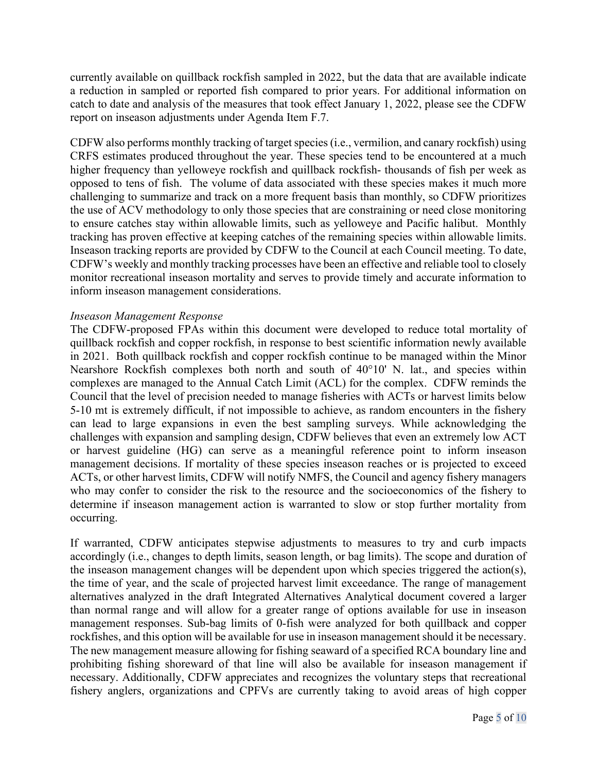currently available on quillback rockfish sampled in 2022, but the data that are available indicate a reduction in sampled or reported fish compared to prior years. For additional information on catch to date and analysis of the measures that took effect January 1, 2022, please see the CDFW report on inseason adjustments under Agenda Item F.7.

CDFW also performs monthly tracking of target species (i.e., vermilion, and canary rockfish) using CRFS estimates produced throughout the year. These species tend to be encountered at a much higher frequency than yelloweye rockfish and quillback rockfish- thousands of fish per week as opposed to tens of fish. The volume of data associated with these species makes it much more challenging to summarize and track on a more frequent basis than monthly, so CDFW prioritizes the use of ACV methodology to only those species that are constraining or need close monitoring to ensure catches stay within allowable limits, such as yelloweye and Pacific halibut. Monthly tracking has proven effective at keeping catches of the remaining species within allowable limits. Inseason tracking reports are provided by CDFW to the Council at each Council meeting. To date, CDFW's weekly and monthly tracking processes have been an effective and reliable tool to closely monitor recreational inseason mortality and serves to provide timely and accurate information to inform inseason management considerations.

*Inseason Management Response*

The CDFW-proposed FPAs within this document were developed to reduce total mortality of quillback rockfish and copper rockfish, in response to best scientific information newly available in 2021. Both quillback rockfish and copper rockfish continue to be managed within the Minor Nearshore Rockfish complexes both north and south of 40°10' N. lat., and species within complexes are managed to the Annual Catch Limit (ACL) for the complex. CDFW reminds the Council that the level of precision needed to manage fisheries with ACTs or harvest limits below 5-10 mt is extremely difficult, if not impossible to achieve, as random encounters in the fishery can lead to large expansions in even the best sampling surveys. While acknowledging the challenges with expansion and sampling design, CDFW believes that even an extremely low ACT or harvest guideline (HG) can serve as a meaningful reference point to inform inseason management decisions. If mortality of these species inseason reaches or is projected to exceed ACTs, or other harvest limits, CDFW will notify NMFS, the Council and agency fishery managers who may confer to consider the risk to the resource and the socioeconomics of the fishery to determine if inseason management action is warranted to slow or stop further mortality from occurring.

If warranted, CDFW anticipates stepwise adjustments to measures to try and curb impacts accordingly (i.e., changes to depth limits, season length, or bag limits). The scope and duration of the inseason management changes will be dependent upon which species triggered the action(s), the time of year, and the scale of projected harvest limit exceedance. The range of management alternatives analyzed in the draft Integrated Alternatives Analytical document covered a larger than normal range and will allow for a greater range of options available for use in inseason management responses. Sub-bag limits of 0-fish were analyzed for both quillback and copper rockfishes, and this option will be available for use in inseason management should it be necessary. The new management measure allowing for fishing seaward of a specified RCA boundary line and prohibiting fishing shoreward of that line will also be available for inseason management if necessary. Additionally, CDFW appreciates and recognizes the voluntary steps that recreational fishery anglers, organizations and CPFVs are currently taking to avoid areas of high copper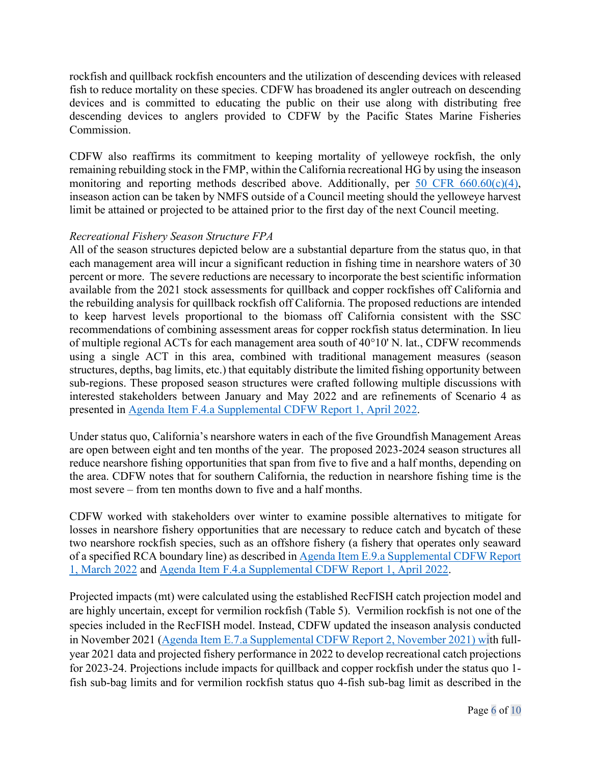rockfish and quillback rockfish encounters and the utilization of descending devices with released fish to reduce mortality on these species. CDFW has broadened its angler outreach on descending devices and is committed to educating the public on their use along with distributing free descending devices to anglers provided to CDFW by the Pacific States Marine Fisheries Commission.

CDFW also reaffirms its commitment to keeping mortality of yelloweye rockfish, the only remaining rebuilding stock in the FMP, within the California recreational HG by using the inseason monitoring and reporting methods described above. Additionally, per [50 CFR 660.60(c)(4)](), inseason action can be taken by NMFS outside of a Council meeting should the yelloweye harvest limit be attained or projected to be attained prior to the first day of the next Council meeting.

*Recreational Fishery Season Structure FPA*

All of the season structures depicted below are a substantial departure from the status quo, in that each management area will incur a significant reduction in fishing time in nearshore waters of 30 percent or more. The severe reductions are necessary to incorporate the best scientific information available from the 2021 stock assessments for quillback and copper rockfishes off California and the rebuilding analysis for quillback rockfish off California. The proposed reductions are intended to keep harvest levels proportional to the biomass off California consistent with the SSC recommendations of combining assessment areas for copper rockfish status determination. In lieu of multiple regional ACTs for each management area south of 40°10' N. lat., CDFW recommends using a single ACT in this area, combined with traditional management measures (season structures, depths, bag limits, etc.) that equitably distribute the limited fishing opportunity between sub-regions. These proposed season structures were crafted following multiple discussions with interested stakeholders between January and May 2022 and are refinements of Scenario 4 as presented in [Agenda Item F.4.a Supplemental CDFW Report 1, April 2022]().

Under status quo, California's nearshore waters in each of the five Groundfish Management Areas are open between eight and ten months of the year. The proposed 2023-2024 season structures all reduce nearshore fishing opportunities that span from five to five and a half months, depending on the area. CDFW notes that for southern California, the reduction in nearshore fishing time is the most severe – from ten months down to five and a half months.

CDFW worked with stakeholders over winter to examine possible alternatives to mitigate for losses in nearshore fishery opportunities that are necessary to reduce catch and bycatch of these two nearshore rockfish species, such as an offshore fishery (a fishery that operates only seaward of a specified RCA boundary line) as described in [Agenda Item E.9.a Supplemental CDFW Report 1, March 2022]() and [Agenda Item F.4.a Supplemental CDFW Report 1, April 2022]().

Projected impacts (mt) were calculated using the established RecFISH catch projection model and are highly uncertain, except for vermilion rockfish (Table 5). Vermilion rockfish is not one of the species included in the RecFISH model. Instead, CDFW updated the inseason analysis conducted in November 2021 ([Agenda Item E.7.a Supplemental CDFW Report 2, November 2021)]() with full-year 2021 data and projected fishery performance in 2022 to develop recreational catch projections for 2023-24. Projections include impacts for quillback and copper rockfish under the status quo 1-fish sub-bag limits and for vermilion rockfish status quo 4-fish sub-bag limit as described in the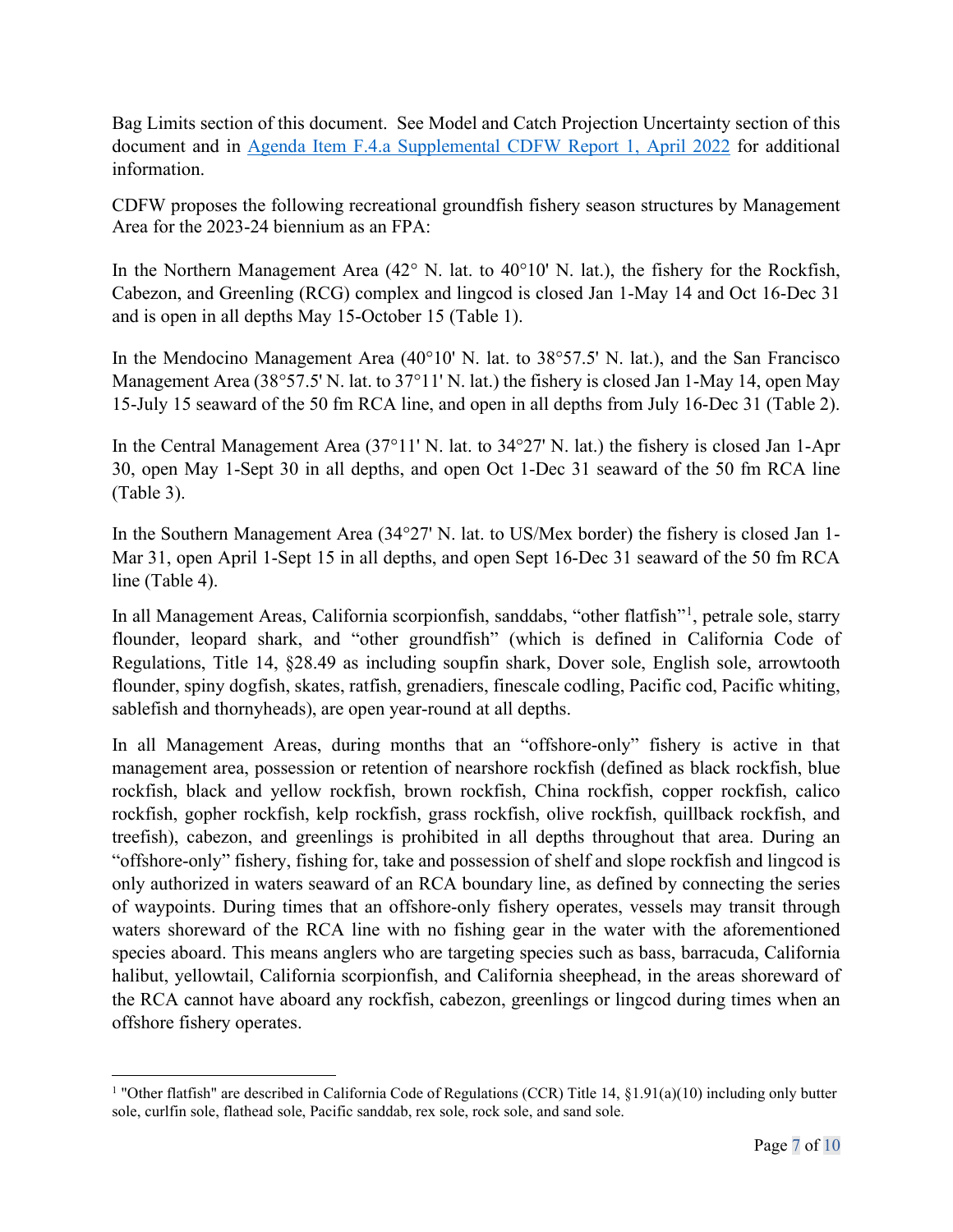Bag Limits section of this document. See Model and Catch Projection Uncertainty section of this document and in [Agenda Item F.4.a Supplemental CDFW Report 1, April 2022] for additional information.

CDFW proposes the following recreational groundfish fishery season structures by Management Area for the 2023-24 biennium as an FPA:

In the Northern Management Area (42° N. lat. to 40°10' N. lat.), the fishery for the Rockfish, Cabezon, and Greenling (RCG) complex and lingcod is closed Jan 1-May 14 and Oct 16-Dec 31 and is open in all depths May 15-October 15 (Table 1).

In the Mendocino Management Area (40°10' N. lat. to 38°57.5' N. lat.), and the San Francisco Management Area (38°57.5' N. lat. to 37°11' N. lat.) the fishery is closed Jan 1-May 14, open May 15-July 15 seaward of the 50 fm RCA line, and open in all depths from July 16-Dec 31 (Table 2).

In the Central Management Area (37°11' N. lat. to 34°27' N. lat.) the fishery is closed Jan 1-Apr 30, open May 1-Sept 30 in all depths, and open Oct 1-Dec 31 seaward of the 50 fm RCA line (Table 3).

In the Southern Management Area (34°27' N. lat. to US/Mex border) the fishery is closed Jan 1-Mar 31, open April 1-Sept 15 in all depths, and open Sept 16-Dec 31 seaward of the 50 fm RCA line (Table 4).

In all Management Areas, California scorpionfish, sanddabs, "other flatfish"[1], petrale sole, starry flounder, leopard shark, and "other groundfish" (which is defined in California Code of Regulations, Title 14, §28.49 as including soupfin shark, Dover sole, English sole, arrowtooth flounder, spiny dogfish, skates, ratfish, grenadiers, finescale codling, Pacific cod, Pacific whiting, sablefish and thornyheads), are open year-round at all depths.

In all Management Areas, during months that an "offshore-only" fishery is active in that management area, possession or retention of nearshore rockfish (defined as black rockfish, blue rockfish, black and yellow rockfish, brown rockfish, China rockfish, copper rockfish, calico rockfish, gopher rockfish, kelp rockfish, grass rockfish, olive rockfish, quillback rockfish, and treefish), cabezon, and greenlings is prohibited in all depths throughout that area. During an "offshore-only" fishery, fishing for, take and possession of shelf and slope rockfish and lingcod is only authorized in waters seaward of an RCA boundary line, as defined by connecting the series of waypoints. During times that an offshore-only fishery operates, vessels may transit through waters shoreward of the RCA line with no fishing gear in the water with the aforementioned species aboard. This means anglers who are targeting species such as bass, barracuda, California halibut, yellowtail, California scorpionfish, and California sheephead, in the areas shoreward of the RCA cannot have aboard any rockfish, cabezon, greenlings or lingcod during times when an offshore fishery operates.

---

[1] "Other flatfish" are described in California Code of Regulations (CCR) Title 14, §1.91(a)(10) including only butter sole, curlfin sole, flathead sole, Pacific sanddab, rex sole, rock sole, and sand sole.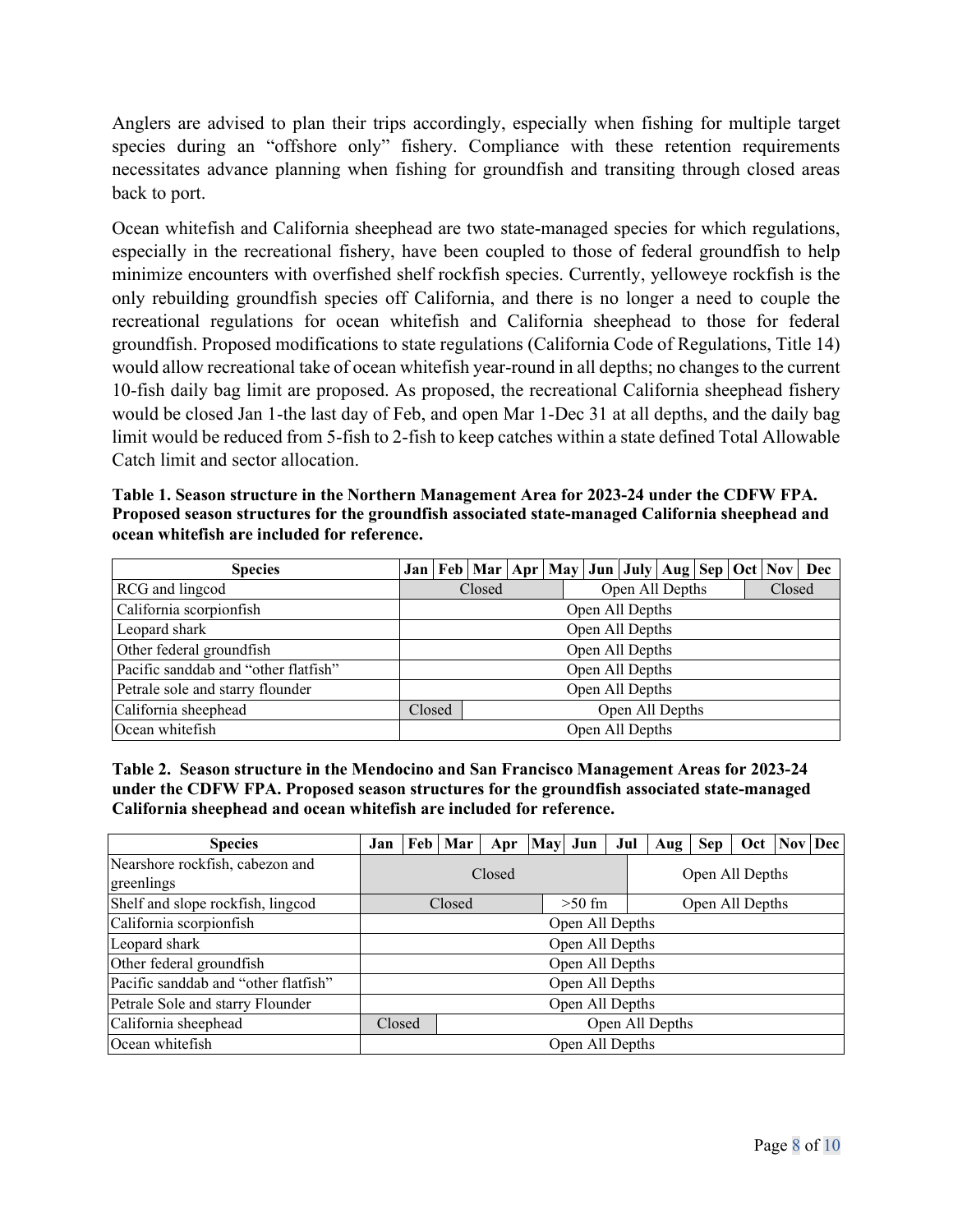Anglers are advised to plan their trips accordingly, especially when fishing for multiple target species during an "offshore only" fishery. Compliance with these retention requirements necessitates advance planning when fishing for groundfish and transiting through closed areas back to port.

Ocean whitefish and California sheephead are two state-managed species for which regulations, especially in the recreational fishery, have been coupled to those of federal groundfish to help minimize encounters with overfished shelf rockfish species. Currently, yelloweye rockfish is the only rebuilding groundfish species off California, and there is no longer a need to couple the recreational regulations for ocean whitefish and California sheephead to those for federal groundfish. Proposed modifications to state regulations (California Code of Regulations, Title 14) would allow recreational take of ocean whitefish year-round in all depths; no changes to the current 10-fish daily bag limit are proposed. As proposed, the recreational California sheephead fishery would be closed Jan 1-the last day of Feb, and open Mar 1-Dec 31 at all depths, and the daily bag limit would be reduced from 5-fish to 2-fish to keep catches within a state defined Total Allowable Catch limit and sector allocation.

**Table 1. Season structure in the Northern Management Area for 2023-24 under the CDFW FPA. Proposed season structures for the groundfish associated state-managed California sheephead and ocean whitefish are included for reference.**

| Species | Jan | Feb | Mar | Apr | May | Jun | July | Aug | Sep | Oct | Nov | Dec |
|---|---|---|---|---|---|---|---|---|---|---|---|---|
| RCG and lingcod | Closed | | | | Open All Depths | | | | | | Closed | |
| California scorpionfish | Open All Depths | | | | | | | | | | | |
| Leopard shark | Open All Depths | | | | | | | | | | | |
| Other federal groundfish | Open All Depths | | | | | | | | | | | |
| Pacific sanddab and "other flatfish" | Open All Depths | | | | | | | | | | | |
| Petrale sole and starry flounder | Open All Depths | | | | | | | | | | | |
| California sheephead | Closed | | Open All Depths | | | | | | | | | |
| Ocean whitefish | Open All Depths | | | | | | | | | | | |

**Table 2. Season structure in the Mendocino and San Francisco Management Areas for 2023-24 under the CDFW FPA. Proposed season structures for the groundfish associated state-managed California sheephead and ocean whitefish are included for reference.**

| Species | Jan | Feb | Mar | Apr | May | Jun | Jul | Aug | Sep | Oct | Nov | Dec |
|---|---|---|---|---|---|---|---|---|---|---|---|---|
| Nearshore rockfish, cabezon and greenlings | Closed | | | | | | Open All Depths | | | | | |
| Shelf and slope rockfish, lingcod | Closed | | | | >50 fm | | Open All Depths | | | | | |
| California scorpionfish | Open All Depths | | | | | | | | | | | |
| Leopard shark | Open All Depths | | | | | | | | | | | |
| Other federal groundfish | Open All Depths | | | | | | | | | | | |
| Pacific sanddab and "other flatfish" | Open All Depths | | | | | | | | | | | |
| Petrale Sole and starry Flounder | Open All Depths | | | | | | | | | | | |
| California sheephead | Closed | | Open All Depths | | | | | | | | | |
| Ocean whitefish | Open All Depths | | | | | | | | | | | |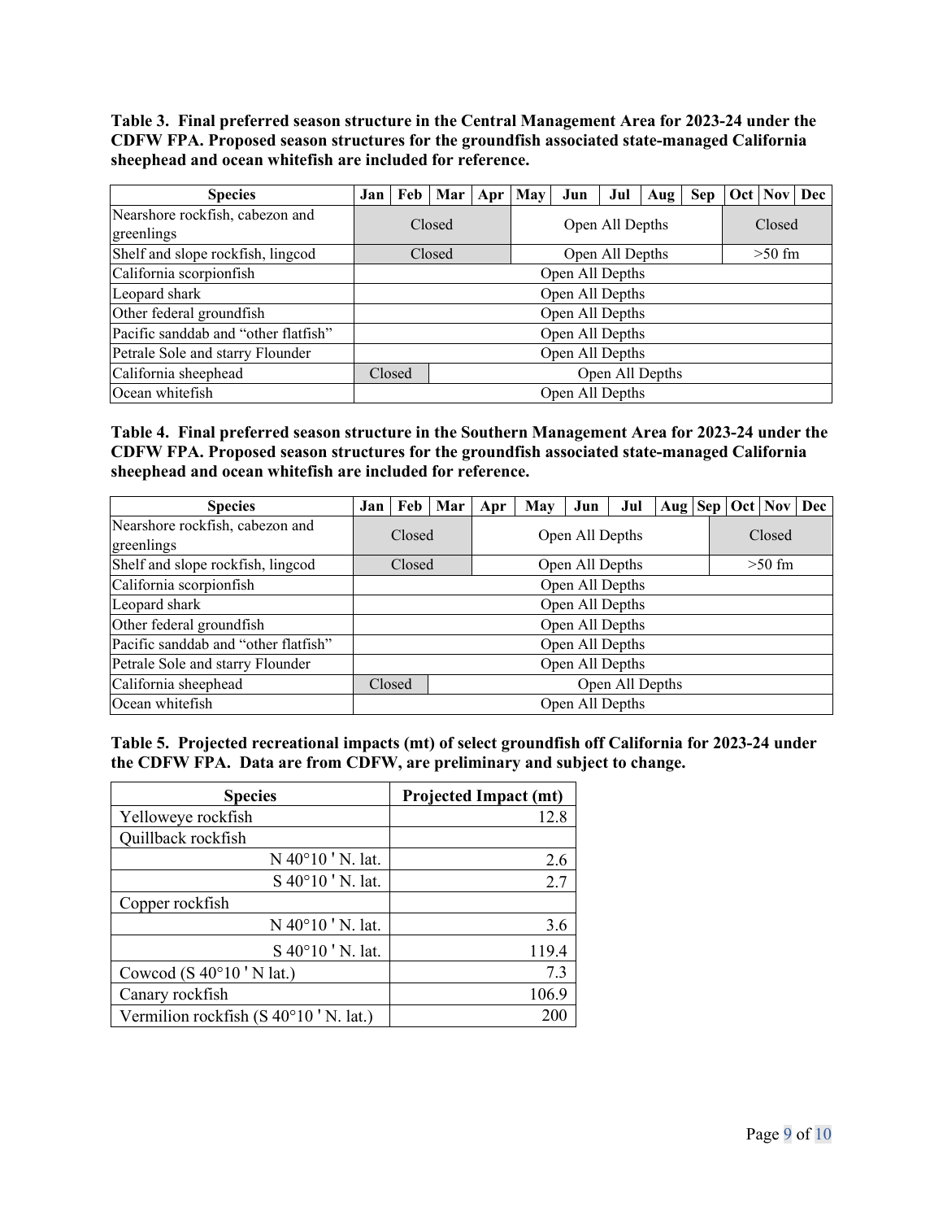**Table 3. Final preferred season structure in the Central Management Area for 2023-24 under the CDFW FPA. Proposed season structures for the groundfish associated state-managed California sheephead and ocean whitefish are included for reference.**

| Species | Jan | Feb | Mar | Apr | May | Jun | Jul | Aug | Sep | Oct | Nov | Dec |
|---|---|---|---|---|---|---|---|---|---|---|---|---|
| Nearshore rockfish, cabezon and greenlings | Closed | | | | Open All Depths | | | | | Closed | | |
| Shelf and slope rockfish, lingcod | Closed | | | | Open All Depths | | | | | >50 fm | | |
| California scorpionfish | Open All Depths | | | | | | | | | | | |
| Leopard shark | Open All Depths | | | | | | | | | | | |
| Other federal groundfish | Open All Depths | | | | | | | | | | | |
| Pacific sanddab and "other flatfish" | Open All Depths | | | | | | | | | | | |
| Petrale Sole and starry Flounder | Open All Depths | | | | | | | | | | | |
| California sheephead | Closed | | Open All Depths | | | | | | | | | |
| Ocean whitefish | Open All Depths | | | | | | | | | | | |

**Table 4. Final preferred season structure in the Southern Management Area for 2023-24 under the CDFW FPA. Proposed season structures for the groundfish associated state-managed California sheephead and ocean whitefish are included for reference.**

| Species | Jan | Feb | Mar | Apr | May | Jun | Jul | Aug | Sep | Oct | Nov | Dec |
|---|---|---|---|---|---|---|---|---|---|---|---|---|
| Nearshore rockfish, cabezon and greenlings | Closed | | | Open All Depths | | | | | | Closed | | |
| Shelf and slope rockfish, lingcod | Closed | | | Open All Depths | | | | | | >50 fm | | |
| California scorpionfish | Open All Depths | | | | | | | | | | | |
| Leopard shark | Open All Depths | | | | | | | | | | | |
| Other federal groundfish | Open All Depths | | | | | | | | | | | |
| Pacific sanddab and "other flatfish" | Open All Depths | | | | | | | | | | | |
| Petrale Sole and starry Flounder | Open All Depths | | | | | | | | | | | |
| California sheephead | Closed | | Open All Depths | | | | | | | | | |
| Ocean whitefish | Open All Depths | | | | | | | | | | | |

**Table 5. Projected recreational impacts (mt) of select groundfish off California for 2023-24 under the CDFW FPA. Data are from CDFW, are preliminary and subject to change.**

| Species | Projected Impact (mt) |
|---|---|
| Yelloweye rockfish | 12.8 |
| Quillback rockfish | |
| N 40°10 ' N. lat. | 2.6 |
| S 40°10 ' N. lat. | 2.7 |
| Copper rockfish | |
| N 40°10 ' N. lat. | 3.6 |
| S 40°10 ' N. lat. | 119.4 |
| Cowcod (S 40°10 ' N lat.) | 7.3 |
| Canary rockfish | 106.9 |
| Vermilion rockfish (S 40°10 ' N. lat.) | 200 |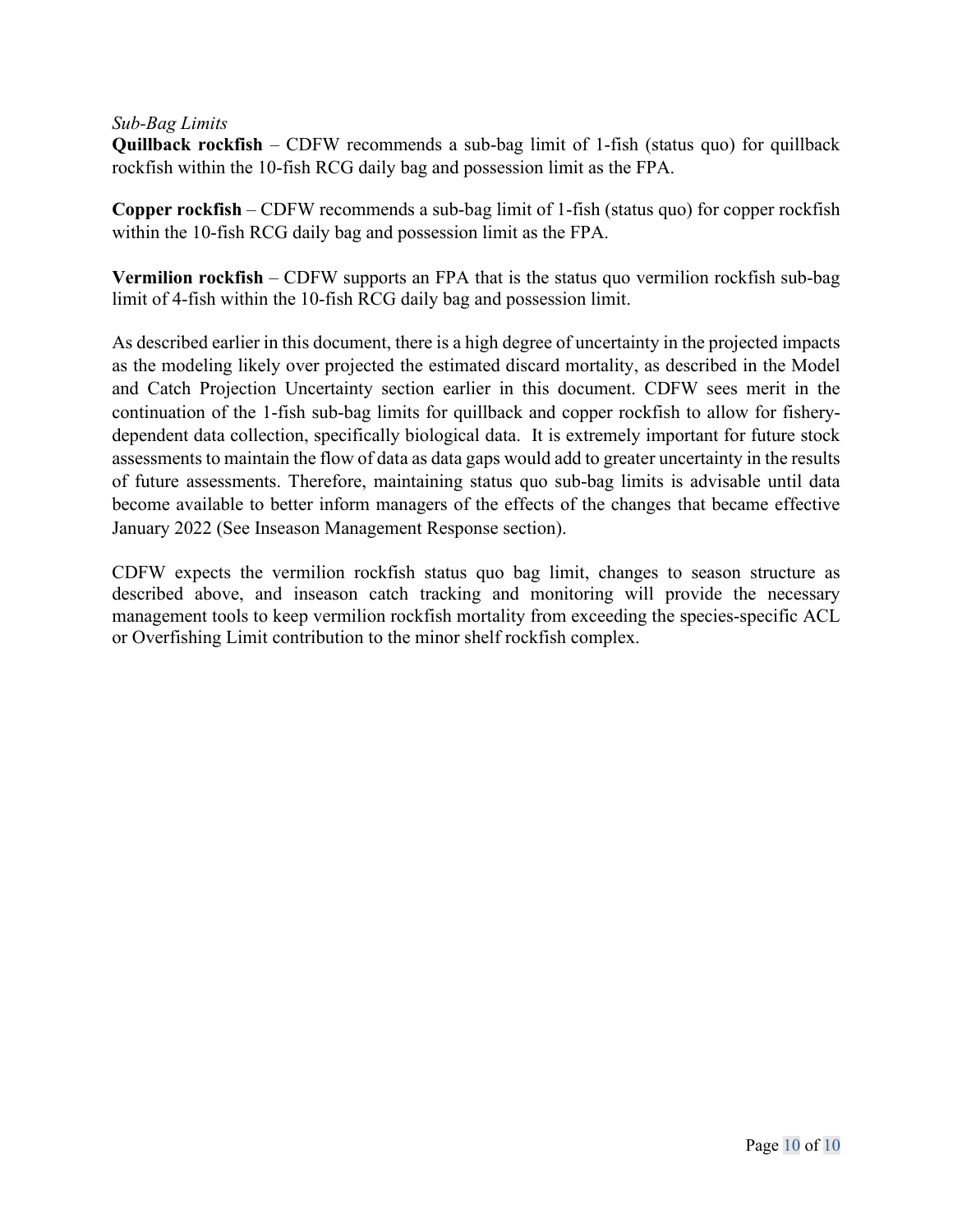*Sub-Bag Limits*

**Quillback rockfish** – CDFW recommends a sub-bag limit of 1-fish (status quo) for quillback rockfish within the 10-fish RCG daily bag and possession limit as the FPA.

**Copper rockfish** – CDFW recommends a sub-bag limit of 1-fish (status quo) for copper rockfish within the 10-fish RCG daily bag and possession limit as the FPA.

**Vermilion rockfish** – CDFW supports an FPA that is the status quo vermilion rockfish sub-bag limit of 4-fish within the 10-fish RCG daily bag and possession limit.

As described earlier in this document, there is a high degree of uncertainty in the projected impacts as the modeling likely over projected the estimated discard mortality, as described in the Model and Catch Projection Uncertainty section earlier in this document. CDFW sees merit in the continuation of the 1-fish sub-bag limits for quillback and copper rockfish to allow for fishery-dependent data collection, specifically biological data. It is extremely important for future stock assessments to maintain the flow of data as data gaps would add to greater uncertainty in the results of future assessments. Therefore, maintaining status quo sub-bag limits is advisable until data become available to better inform managers of the effects of the changes that became effective January 2022 (See Inseason Management Response section).

CDFW expects the vermilion rockfish status quo bag limit, changes to season structure as described above, and inseason catch tracking and monitoring will provide the necessary management tools to keep vermilion rockfish mortality from exceeding the species-specific ACL or Overfishing Limit contribution to the minor shelf rockfish complex.